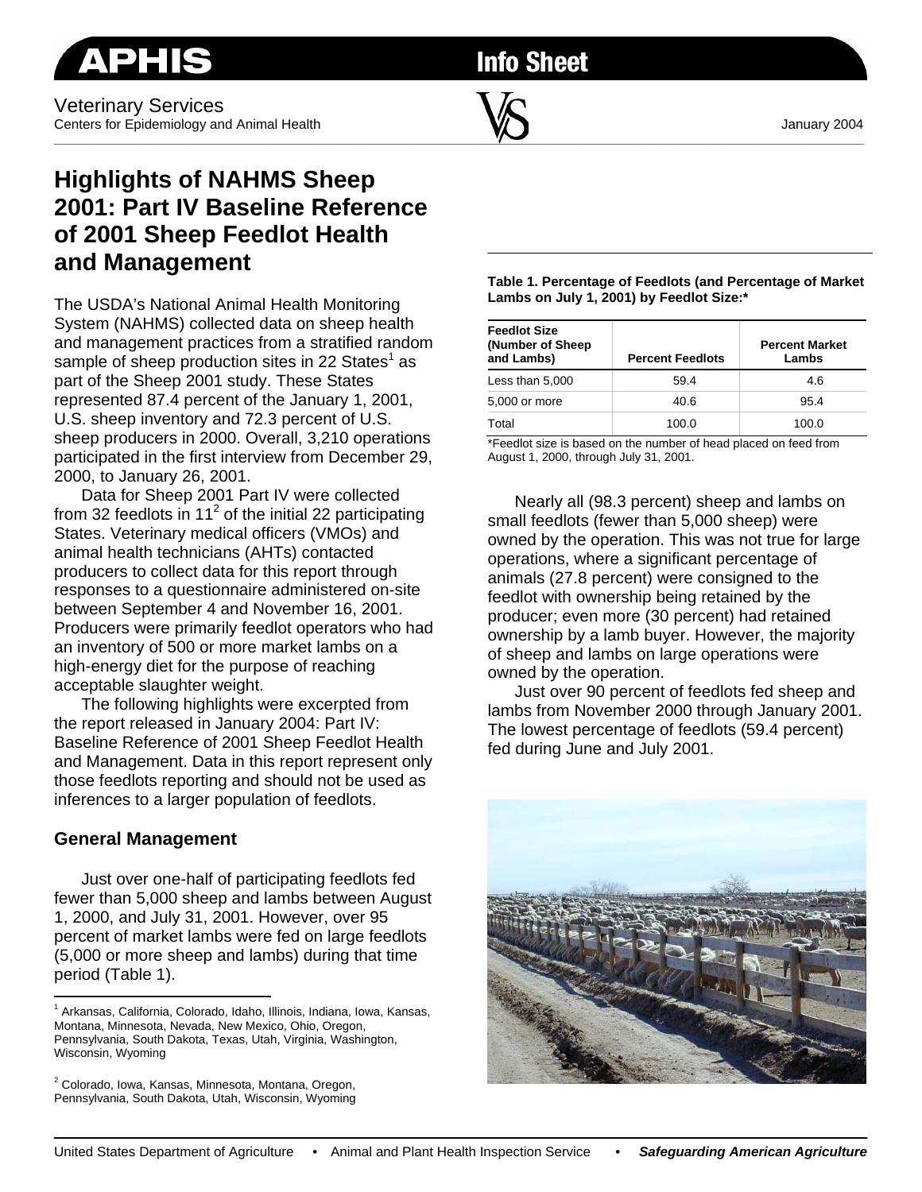APHIS Info Sheet

Veterinary Services
Centers for Epidemiology and Animal Health

January 2004

# Highlights of NAHMS Sheep 2001: Part IV Baseline Reference of 2001 Sheep Feedlot Health and Management

The USDA's National Animal Health Monitoring System (NAHMS) collected data on sheep health and management practices from a stratified random sample of sheep production sites in 22 States[1] as part of the Sheep 2001 study. These States represented 87.4 percent of the January 1, 2001, U.S. sheep inventory and 72.3 percent of U.S. sheep producers in 2000. Overall, 3,210 operations participated in the first interview from December 29, 2000, to January 26, 2001.

Data for Sheep 2001 Part IV were collected from 32 feedlots in 11[2] of the initial 22 participating States. Veterinary medical officers (VMOs) and animal health technicians (AHTs) contacted producers to collect data for this report through responses to a questionnaire administered on-site between September 4 and November 16, 2001. Producers were primarily feedlot operators who had an inventory of 500 or more market lambs on a high-energy diet for the purpose of reaching acceptable slaughter weight.

The following highlights were excerpted from the report released in January 2004: Part IV: Baseline Reference of 2001 Sheep Feedlot Health and Management. Data in this report represent only those feedlots reporting and should not be used as inferences to a larger population of feedlots.

## General Management

Just over one-half of participating feedlots fed fewer than 5,000 sheep and lambs between August 1, 2000, and July 31, 2001. However, over 95 percent of market lambs were fed on large feedlots (5,000 or more sheep and lambs) during that time period (Table 1).

**Table 1. Percentage of Feedlots (and Percentage of Market Lambs on July 1, 2001) by Feedlot Size:***

| Feedlot Size (Number of Sheep and Lambs) | Percent Feedlots | Percent Market Lambs |
|---|---|---|
| Less than 5,000 | 59.4 | 4.6 |
| 5,000 or more | 40.6 | 95.4 |
| Total | 100.0 | 100.0 |

*Feedlot size is based on the number of head placed on feed from August 1, 2000, through July 31, 2001.

Nearly all (98.3 percent) sheep and lambs on small feedlots (fewer than 5,000 sheep) were owned by the operation. This was not true for large operations, where a significant percentage of animals (27.8 percent) were consigned to the feedlot with ownership being retained by the producer; even more (30 percent) had retained ownership by a lamb buyer. However, the majority of sheep and lambs on large operations were owned by the operation.

Just over 90 percent of feedlots fed sheep and lambs from November 2000 through January 2001. The lowest percentage of feedlots (59.4 percent) fed during June and July 2001.

[1] Arkansas, California, Colorado, Idaho, Illinois, Indiana, Iowa, Kansas, Montana, Minnesota, Nevada, New Mexico, Ohio, Oregon, Pennsylvania, South Dakota, Texas, Utah, Virginia, Washington, Wisconsin, Wyoming

[2] Colorado, Iowa, Kansas, Minnesota, Montana, Oregon, Pennsylvania, South Dakota, Utah, Wisconsin, Wyoming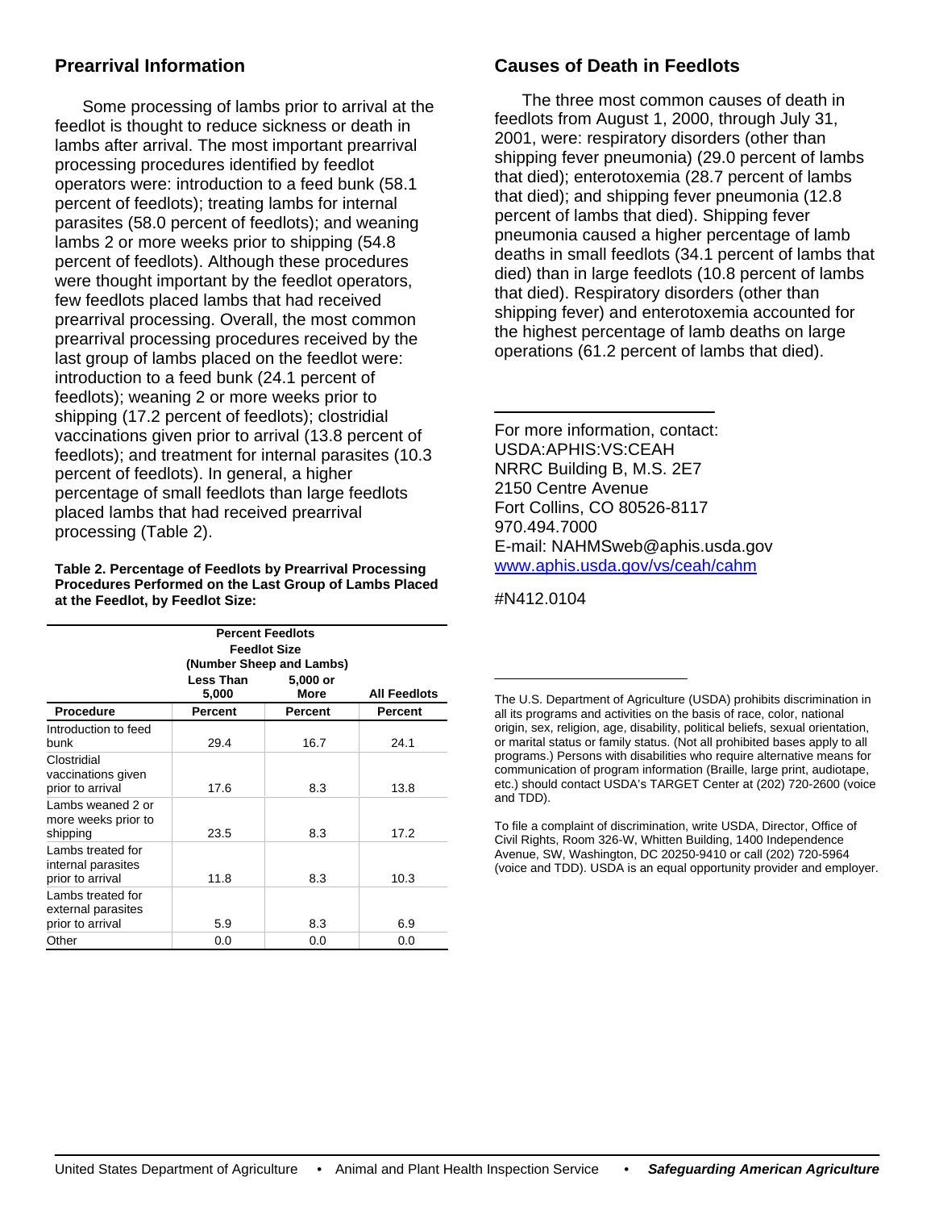## Prearrival Information

Some processing of lambs prior to arrival at the feedlot is thought to reduce sickness or death in lambs after arrival. The most important prearrival processing procedures identified by feedlot operators were: introduction to a feed bunk (58.1 percent of feedlots); treating lambs for internal parasites (58.0 percent of feedlots); and weaning lambs 2 or more weeks prior to shipping (54.8 percent of feedlots). Although these procedures were thought important by the feedlot operators, few feedlots placed lambs that had received prearrival processing. Overall, the most common prearrival processing procedures received by the last group of lambs placed on the feedlot were: introduction to a feed bunk (24.1 percent of feedlots); weaning 2 or more weeks prior to shipping (17.2 percent of feedlots); clostridial vaccinations given prior to arrival (13.8 percent of feedlots); and treatment for internal parasites (10.3 percent of feedlots). In general, a higher percentage of small feedlots than large feedlots placed lambs that had received prearrival processing (Table 2).

**Table 2. Percentage of Feedlots by Prearrival Processing Procedures Performed on the Last Group of Lambs Placed at the Feedlot, by Feedlot Size:**

| | Percent Feedlots Feedlot Size (Number Sheep and Lambs) | | |
|---|---|---|---|
| | Less Than 5,000 | 5,000 or More | All Feedlots |
| **Procedure** | **Percent** | **Percent** | **Percent** |
| Introduction to feed bunk | 29.4 | 16.7 | 24.1 |
| Clostridial vaccinations given prior to arrival | 17.6 | 8.3 | 13.8 |
| Lambs weaned 2 or more weeks prior to shipping | 23.5 | 8.3 | 17.2 |
| Lambs treated for internal parasites prior to arrival | 11.8 | 8.3 | 10.3 |
| Lambs treated for external parasites prior to arrival | 5.9 | 8.3 | 6.9 |
| Other | 0.0 | 0.0 | 0.0 |

## Causes of Death in Feedlots

The three most common causes of death in feedlots from August 1, 2000, through July 31, 2001, were: respiratory disorders (other than shipping fever pneumonia) (29.0 percent of lambs that died); enterotoxemia (28.7 percent of lambs that died); and shipping fever pneumonia (12.8 percent of lambs that died). Shipping fever pneumonia caused a higher percentage of lamb deaths in small feedlots (34.1 percent of lambs that died) than in large feedlots (10.8 percent of lambs that died). Respiratory disorders (other than shipping fever) and enterotoxemia accounted for the highest percentage of lamb deaths on large operations (61.2 percent of lambs that died).

For more information, contact:
USDA:APHIS:VS:CEAH
NRRC Building B, M.S. 2E7
2150 Centre Avenue
Fort Collins, CO 80526-8117
970.494.7000
E-mail: NAHMSweb@aphis.usda.gov
www.aphis.usda.gov/vs/ceah/cahm

#N412.0104

The U.S. Department of Agriculture (USDA) prohibits discrimination in all its programs and activities on the basis of race, color, national origin, sex, religion, age, disability, political beliefs, sexual orientation, or marital status or family status. (Not all prohibited bases apply to all programs.) Persons with disabilities who require alternative means for communication of program information (Braille, large print, audiotape, etc.) should contact USDA's TARGET Center at (202) 720-2600 (voice and TDD).

To file a complaint of discrimination, write USDA, Director, Office of Civil Rights, Room 326-W, Whitten Building, 1400 Independence Avenue, SW, Washington, DC 20250-9410 or call (202) 720-5964 (voice and TDD). USDA is an equal opportunity provider and employer.